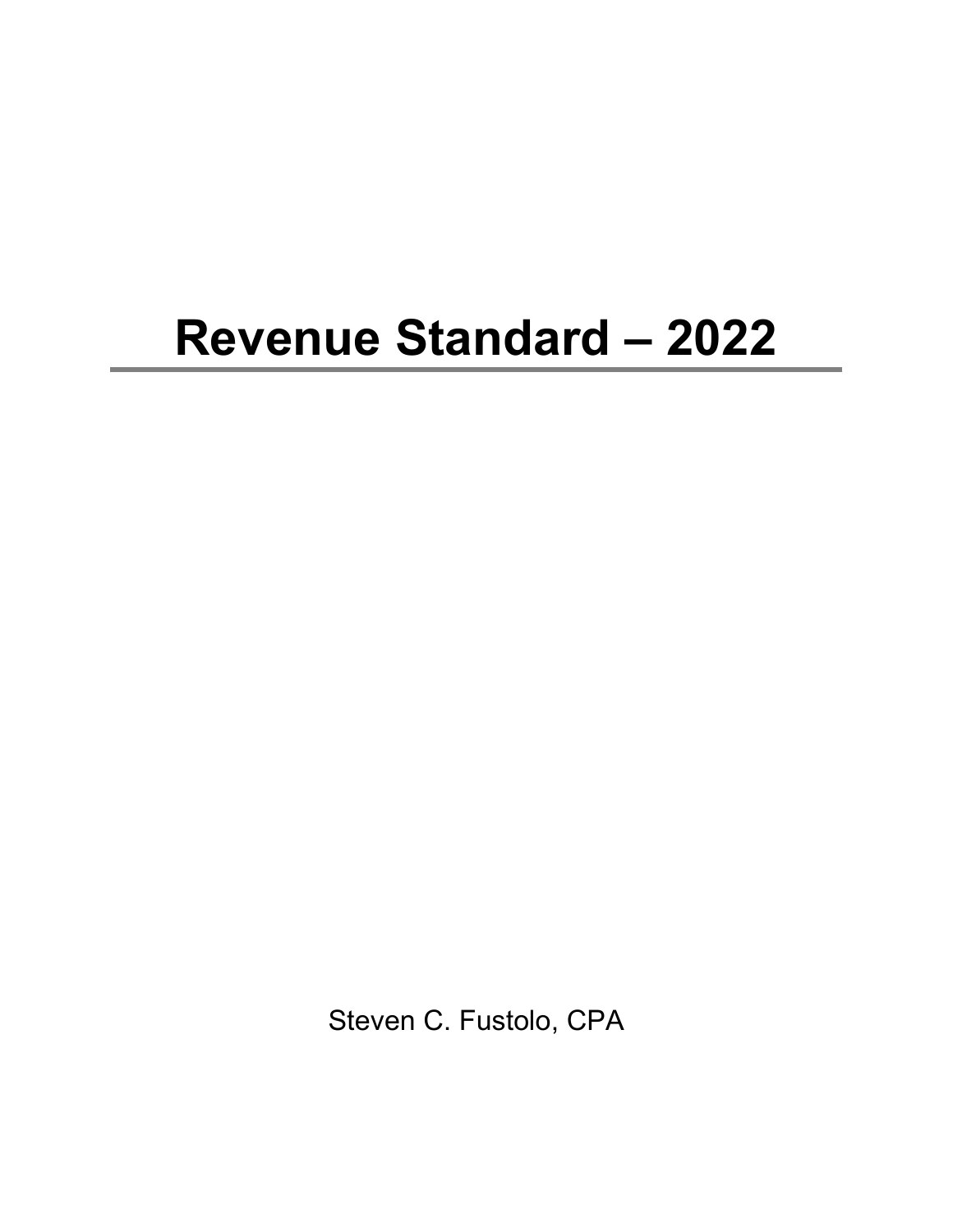# Revenue Standard – 2022

Steven C. Fustolo, CPA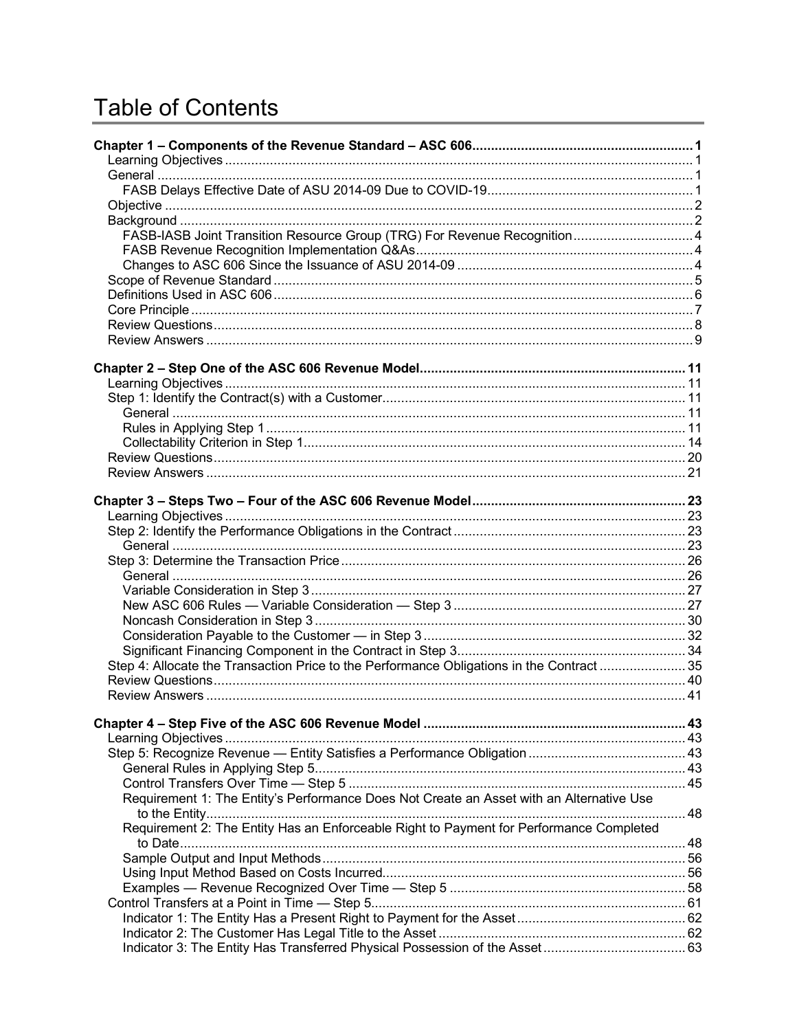# Table of Contents

**Chapter 1 – Components of the Revenue Standard – ASC 606 .......... 1**

- Learning Objectives .......... 1
- General .......... 1
  - FASB Delays Effective Date of ASU 2014-09 Due to COVID-19 .......... 1
- Objective .......... 2
- Background .......... 2
  - FASB-IASB Joint Transition Resource Group (TRG) For Revenue Recognition .......... 4
  - FASB Revenue Recognition Implementation Q&As .......... 4
  - Changes to ASC 606 Since the Issuance of ASU 2014-09 .......... 4
- Scope of Revenue Standard .......... 5
- Definitions Used in ASC 606 .......... 6
- Core Principle .......... 7
- Review Questions .......... 8
- Review Answers .......... 9

**Chapter 2 – Step One of the ASC 606 Revenue Model .......... 11**

- Learning Objectives .......... 11
- Step 1: Identify the Contract(s) with a Customer .......... 11
  - General .......... 11
  - Rules in Applying Step 1 .......... 11
  - Collectability Criterion in Step 1 .......... 14
- Review Questions .......... 20
- Review Answers .......... 21

**Chapter 3 – Steps Two – Four of the ASC 606 Revenue Model .......... 23**

- Learning Objectives .......... 23
- Step 2: Identify the Performance Obligations in the Contract .......... 23
  - General .......... 23
- Step 3: Determine the Transaction Price .......... 26
  - General .......... 26
  - Variable Consideration in Step 3 .......... 27
  - New ASC 606 Rules — Variable Consideration — Step 3 .......... 27
  - Noncash Consideration in Step 3 .......... 30
  - Consideration Payable to the Customer — in Step 3 .......... 32
  - Significant Financing Component in the Contract in Step 3 .......... 34
- Step 4: Allocate the Transaction Price to the Performance Obligations in the Contract .......... 35
- Review Questions .......... 40
- Review Answers .......... 41

**Chapter 4 – Step Five of the ASC 606 Revenue Model .......... 43**

- Learning Objectives .......... 43
- Step 5: Recognize Revenue — Entity Satisfies a Performance Obligation .......... 43
  - General Rules in Applying Step 5 .......... 43
  - Control Transfers Over Time — Step 5 .......... 45
  - Requirement 1: The Entity's Performance Does Not Create an Asset with an Alternative Use to the Entity .......... 48
  - Requirement 2: The Entity Has an Enforceable Right to Payment for Performance Completed to Date .......... 48
  - Sample Output and Input Methods .......... 56
  - Using Input Method Based on Costs Incurred .......... 56
  - Examples — Revenue Recognized Over Time — Step 5 .......... 58
- Control Transfers at a Point in Time — Step 5 .......... 61
  - Indicator 1: The Entity Has a Present Right to Payment for the Asset .......... 62
  - Indicator 2: The Customer Has Legal Title to the Asset .......... 62
  - Indicator 3: The Entity Has Transferred Physical Possession of the Asset .......... 63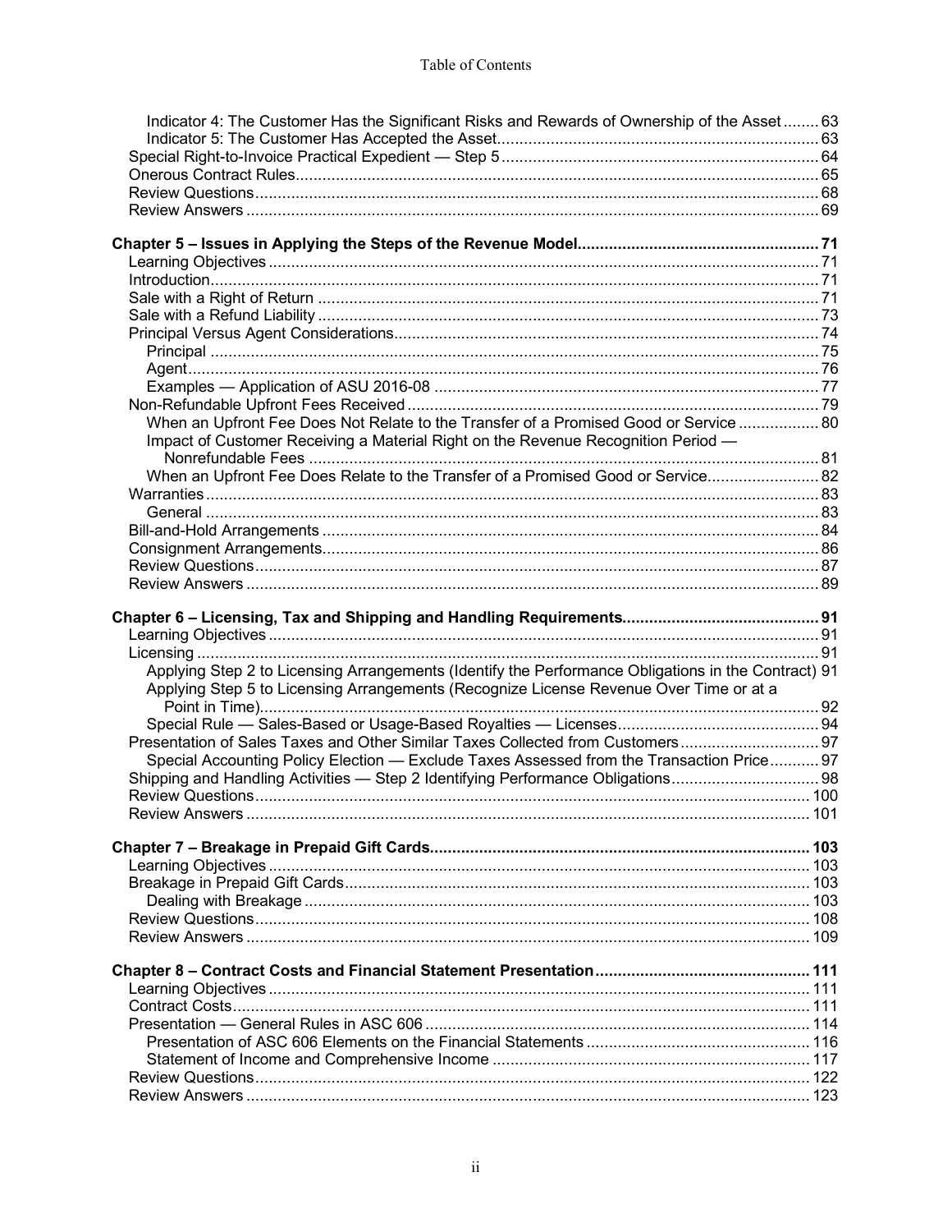Indicator 4: The Customer Has the Significant Risks and Rewards of Ownership of the Asset ........ 63
Indicator 5: The Customer Has Accepted the Asset........................................................................ 63
Special Right-to-Invoice Practical Expedient — Step 5 ...................................................................... 64
Onerous Contract Rules....................................................................................................................... 65
Review Questions................................................................................................................................ 68
Review Answers ................................................................................................................................. 69

**Chapter 5 – Issues in Applying the Steps of the Revenue Model....................................................... 71**
Learning Objectives ............................................................................................................................ 71
Introduction.......................................................................................................................................... 71
Sale with a Right of Return ................................................................................................................. 71
Sale with a Refund Liability ................................................................................................................ 73
Principal Versus Agent Considerations............................................................................................... 74
Principal ........................................................................................................................................... 75
Agent................................................................................................................................................ 76
Examples — Application of ASU 2016-08 ...................................................................................... 77
Non-Refundable Upfront Fees Received ............................................................................................ 79
When an Upfront Fee Does Not Relate to the Transfer of a Promised Good or Service .................. 80
Impact of Customer Receiving a Material Right on the Revenue Recognition Period — Nonrefundable Fees ................................................................................................................... 81
When an Upfront Fee Does Relate to the Transfer of a Promised Good or Service......................... 82
Warranties ........................................................................................................................................... 83
General ............................................................................................................................................. 83
Bill-and-Hold Arrangements ............................................................................................................... 84
Consignment Arrangements................................................................................................................ 86
Review Questions................................................................................................................................ 87
Review Answers ................................................................................................................................. 89

**Chapter 6 – Licensing, Tax and Shipping and Handling Requirements............................................ 91**
Learning Objectives ............................................................................................................................ 91
Licensing ............................................................................................................................................. 91
Applying Step 2 to Licensing Arrangements (Identify the Performance Obligations in the Contract) 91
Applying Step 5 to Licensing Arrangements (Recognize License Revenue Over Time or at a Point in Time)............................................................................................................................. 92
Special Rule — Sales-Based or Usage-Based Royalties — Licenses............................................. 94
Presentation of Sales Taxes and Other Similar Taxes Collected from Customers ............................... 97
Special Accounting Policy Election — Exclude Taxes Assessed from the Transaction Price........... 97
Shipping and Handling Activities — Step 2 Identifying Performance Obligations................................. 98
Review Questions................................................................................................................................ 100
Review Answers ................................................................................................................................. 101

**Chapter 7 – Breakage in Prepaid Gift Cards..................................................................................... 103**
Learning Objectives ............................................................................................................................ 103
Breakage in Prepaid Gift Cards........................................................................................................... 103
Dealing with Breakage ...................................................................................................................... 103
Review Questions................................................................................................................................ 108
Review Answers ................................................................................................................................. 109

**Chapter 8 – Contract Costs and Financial Statement Presentation................................................. 111**
Learning Objectives ............................................................................................................................ 111
Contract Costs..................................................................................................................................... 111
Presentation — General Rules in ASC 606 ........................................................................................ 114
Presentation of ASC 606 Elements on the Financial Statements .................................................. 116
Statement of Income and Comprehensive Income ....................................................................... 117
Review Questions................................................................................................................................ 122
Review Answers ................................................................................................................................. 123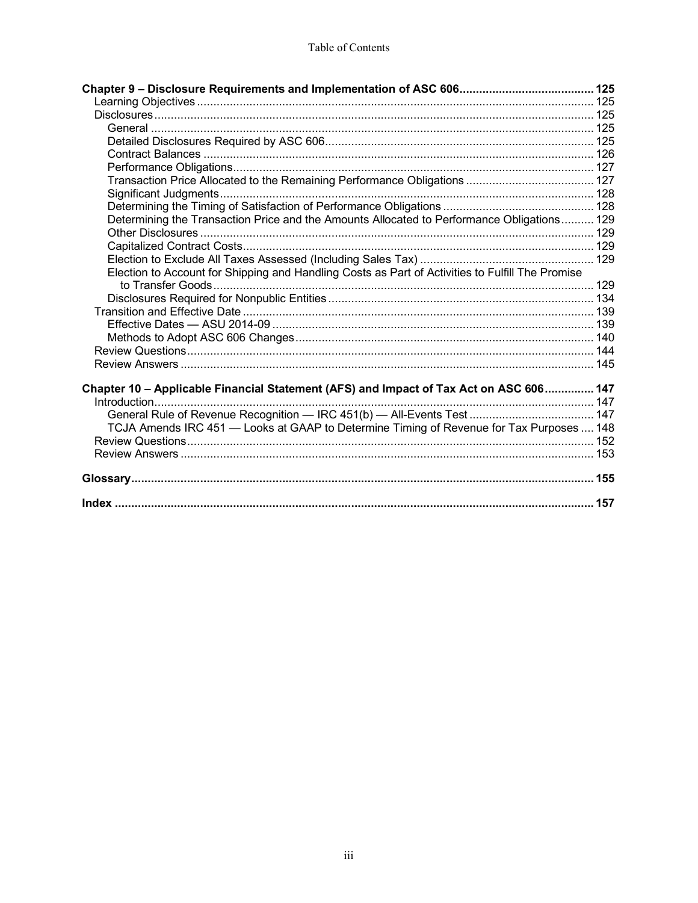**Chapter 9 – Disclosure Requirements and Implementation of ASC 606 ..... 125**

- Learning Objectives ..... 125
- Disclosures ..... 125
  - General ..... 125
  - Detailed Disclosures Required by ASC 606 ..... 125
  - Contract Balances ..... 126
  - Performance Obligations ..... 127
  - Transaction Price Allocated to the Remaining Performance Obligations ..... 127
  - Significant Judgments ..... 128
  - Determining the Timing of Satisfaction of Performance Obligations ..... 128
  - Determining the Transaction Price and the Amounts Allocated to Performance Obligations ..... 129
  - Other Disclosures ..... 129
  - Capitalized Contract Costs ..... 129
  - Election to Exclude All Taxes Assessed (Including Sales Tax) ..... 129
  - Election to Account for Shipping and Handling Costs as Part of Activities to Fulfill The Promise to Transfer Goods ..... 129
  - Disclosures Required for Nonpublic Entities ..... 134
- Transition and Effective Date ..... 139
  - Effective Dates — ASU 2014-09 ..... 139
  - Methods to Adopt ASC 606 Changes ..... 140
- Review Questions ..... 144
- Review Answers ..... 145

**Chapter 10 – Applicable Financial Statement (AFS) and Impact of Tax Act on ASC 606 ..... 147**

- Introduction ..... 147
  - General Rule of Revenue Recognition — IRC 451(b) — All-Events Test ..... 147
  - TCJA Amends IRC 451 — Looks at GAAP to Determine Timing of Revenue for Tax Purposes ..... 148
- Review Questions ..... 152
- Review Answers ..... 153

**Glossary ..... 155**

**Index ..... 157**